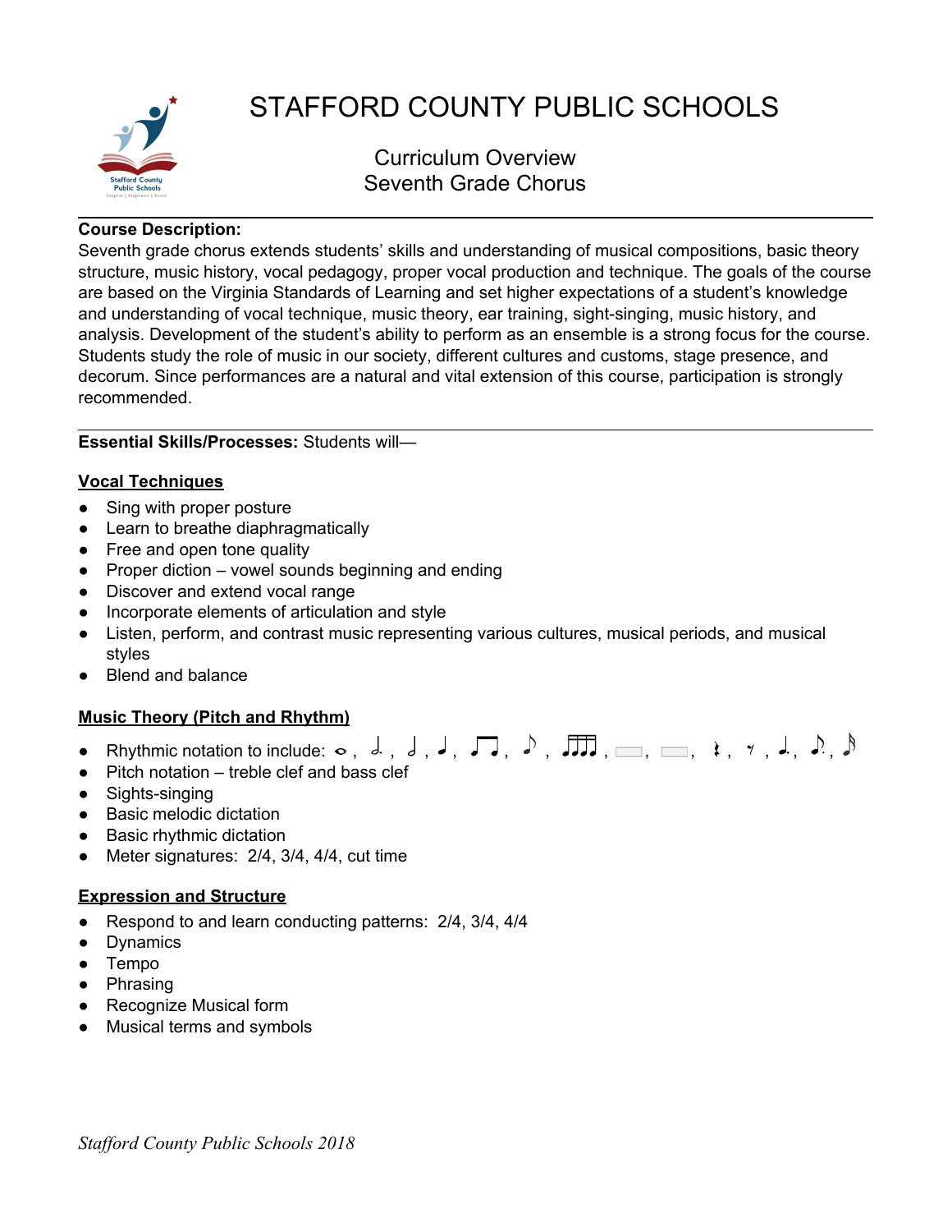# STAFFORD COUNTY PUBLIC SCHOOLS

## Curriculum Overview
## Seventh Grade Chorus

---

**Course Description:**
Seventh grade chorus extends students' skills and understanding of musical compositions, basic theory structure, music history, vocal pedagogy, proper vocal production and technique. The goals of the course are based on the Virginia Standards of Learning and set higher expectations of a student's knowledge and understanding of vocal technique, music theory, ear training, sight-singing, music history, and analysis. Development of the student's ability to perform as an ensemble is a strong focus for the course. Students study the role of music in our society, different cultures and customs, stage presence, and decorum. Since performances are a natural and vital extension of this course, participation is strongly recommended.

---

**Essential Skills/Processes:** Students will—

**Vocal Techniques**

- Sing with proper posture
- Learn to breathe diaphragmatically
- Free and open tone quality
- Proper diction – vowel sounds beginning and ending
- Discover and extend vocal range
- Incorporate elements of articulation and style
- Listen, perform, and contrast music representing various cultures, musical periods, and musical styles
- Blend and balance

**Music Theory (Pitch and Rhythm)**

- Rhythmic notation to include: 𝅝, 𝅗𝅥., 𝅗𝅥, ♩, ♫, ♪, ♬, 𝄻, 𝄼, 𝄽, 𝄾, ♩., ♪., 𝅘𝅥𝅯
- Pitch notation – treble clef and bass clef
- Sights-singing
- Basic melodic dictation
- Basic rhythmic dictation
- Meter signatures: 2/4, 3/4, 4/4, cut time

**Expression and Structure**

- Respond to and learn conducting patterns: 2/4, 3/4, 4/4
- Dynamics
- Tempo
- Phrasing
- Recognize Musical form
- Musical terms and symbols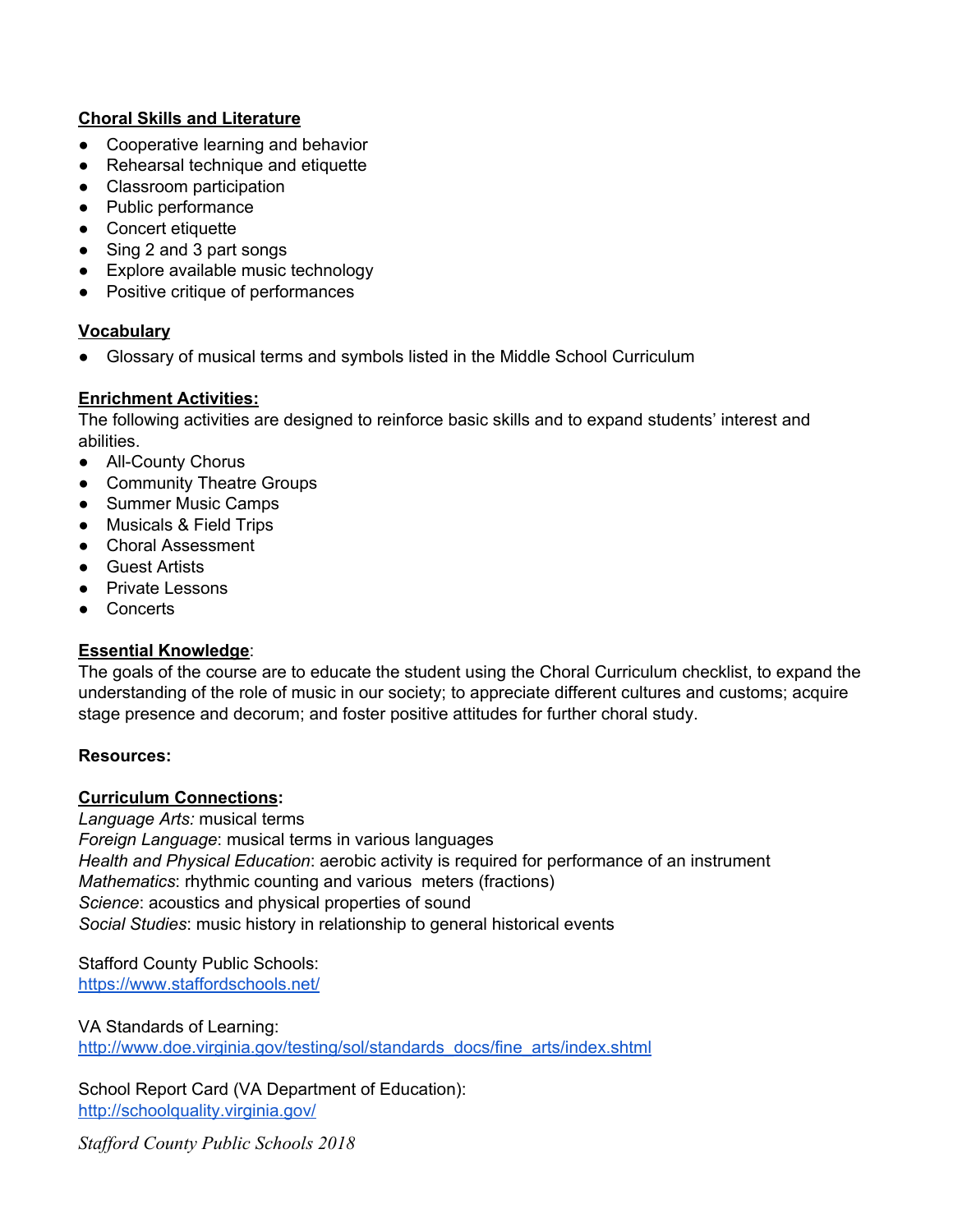**Choral Skills and Literature**

- Cooperative learning and behavior
- Rehearsal technique and etiquette
- Classroom participation
- Public performance
- Concert etiquette
- Sing 2 and 3 part songs
- Explore available music technology
- Positive critique of performances

**Vocabulary**

- Glossary of musical terms and symbols listed in the Middle School Curriculum

**Enrichment Activities:**

The following activities are designed to reinforce basic skills and to expand students' interest and abilities.

- All-County Chorus
- Community Theatre Groups
- Summer Music Camps
- Musicals & Field Trips
- Choral Assessment
- Guest Artists
- Private Lessons
- Concerts

**Essential Knowledge**:

The goals of the course are to educate the student using the Choral Curriculum checklist, to expand the understanding of the role of music in our society; to appreciate different cultures and customs; acquire stage presence and decorum; and foster positive attitudes for further choral study.

**Resources:**

**Curriculum Connections:**

*Language Arts:* musical terms
*Foreign Language*: musical terms in various languages
*Health and Physical Education*: aerobic activity is required for performance of an instrument
*Mathematics*: rhythmic counting and various meters (fractions)
*Science*: acoustics and physical properties of sound
*Social Studies*: music history in relationship to general historical events

Stafford County Public Schools:
https://www.staffordschools.net/

VA Standards of Learning:
http://www.doe.virginia.gov/testing/sol/standards_docs/fine_arts/index.shtml

School Report Card (VA Department of Education):
http://schoolquality.virginia.gov/

*Stafford County Public Schools 2018*